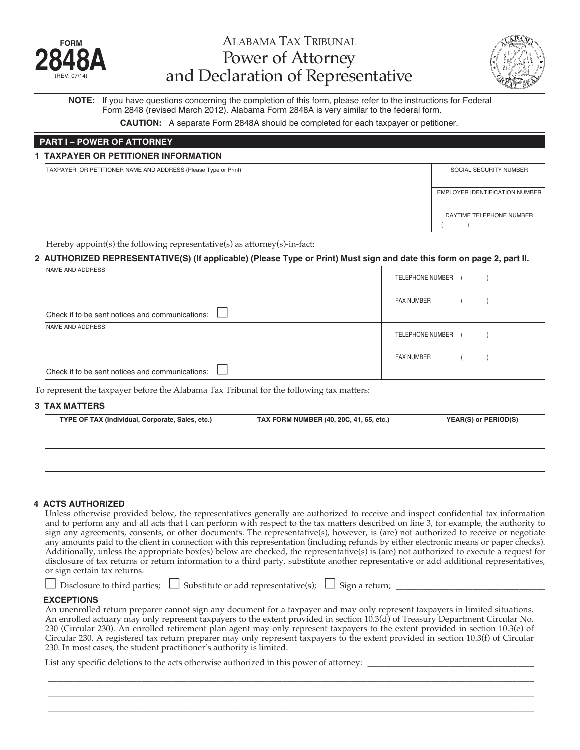**FORM 2848A** (REV. 07/14)

# Alabama Tax Tribunal
# Power of Attorney and Declaration of Representative

**NOTE:** If you have questions concerning the completion of this form, please refer to the instructions for Federal Form 2848 (revised March 2012). Alabama Form 2848A is very similar to the federal form.

**CAUTION:** A separate Form 2848A should be completed for each taxpayer or petitioner.

## PART I – POWER OF ATTORNEY

### 1 TAXPAYER OR PETITIONER INFORMATION

| TAXPAYER OR PETITIONER NAME AND ADDRESS (Please Type or Print) | SOCIAL SECURITY NUMBER |
|---|---|
| | EMPLOYER IDENTIFICATION NUMBER |
| | DAYTIME TELEPHONE NUMBER ( ) |

Hereby appoint(s) the following representative(s) as attorney(s)-in-fact:

### 2 AUTHORIZED REPRESENTATIVE(S) (If applicable) (Please Type or Print) Must sign and date this form on page 2, part II.

| NAME AND ADDRESS | TELEPHONE NUMBER ( ) |
|---|---|
| | FAX NUMBER ( ) |
| Check if to be sent notices and communications: ☐ | |
| NAME AND ADDRESS | TELEPHONE NUMBER ( ) |
| | FAX NUMBER ( ) |
| Check if to be sent notices and communications: ☐ | |

To represent the taxpayer before the Alabama Tax Tribunal for the following tax matters:

### 3 TAX MATTERS

| TYPE OF TAX (Individual, Corporate, Sales, etc.) | TAX FORM NUMBER (40, 20C, 41, 65, etc.) | YEAR(S) or PERIOD(S) |
|---|---|---|
| | | |
| | | |
| | | |

### 4 ACTS AUTHORIZED

Unless otherwise provided below, the representatives generally are authorized to receive and inspect confidential tax information and to perform any and all acts that I can perform with respect to the tax matters described on line 3, for example, the authority to sign any agreements, consents, or other documents. The representative(s), however, is (are) not authorized to receive or negotiate any amounts paid to the client in connection with this representation (including refunds by either electronic means or paper checks). Additionally, unless the appropriate box(es) below are checked, the representative(s) is (are) not authorized to execute a request for disclosure of tax returns or return information to a third party, substitute another representative or add additional representatives, or sign certain tax returns.

☐ Disclosure to third parties; ☐ Substitute or add representative(s); ☐ Sign a return; ______________________

**EXCEPTIONS**

An unenrolled return preparer cannot sign any document for a taxpayer and may only represent taxpayers in limited situations. An enrolled actuary may only represent taxpayers to the extent provided in section 10.3(d) of Treasury Department Circular No. 230 (Circular 230). An enrolled retirement plan agent may only represent taxpayers to the extent provided in section 10.3(e) of Circular 230. A registered tax return preparer may only represent taxpayers to the extent provided in section 10.3(f) of Circular 230. In most cases, the student practitioner's authority is limited.

List any specific deletions to the acts otherwise authorized in this power of attorney: ______________________

______________________________________________________________________

______________________________________________________________________

______________________________________________________________________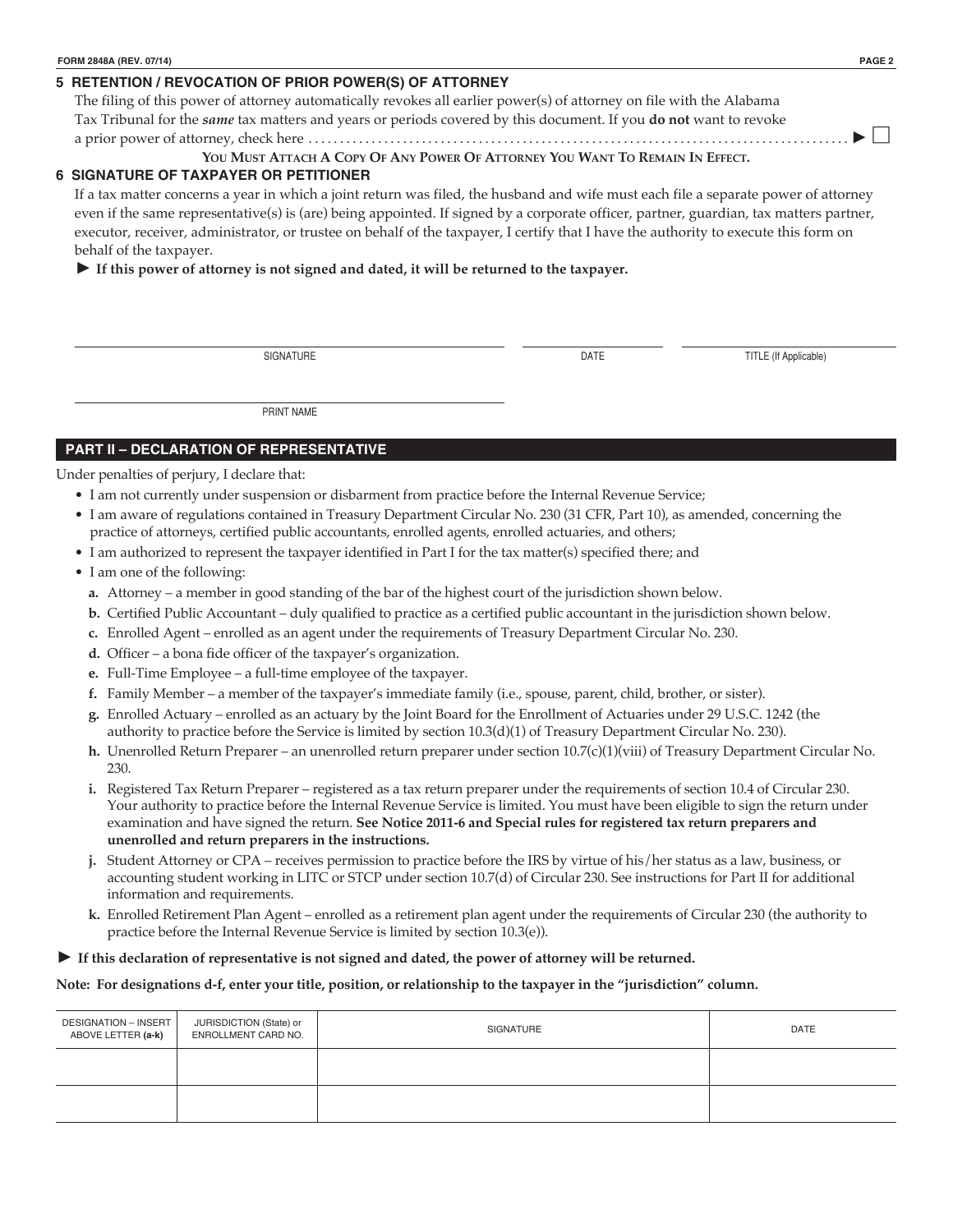## 5 RETENTION / REVOCATION OF PRIOR POWER(S) OF ATTORNEY

The filing of this power of attorney automatically revokes all earlier power(s) of attorney on file with the Alabama Tax Tribunal for the ***same*** tax matters and years or periods covered by this document. If you **do not** want to revoke a prior power of attorney, check here .......... ► ☐

**YOU MUST ATTACH A COPY OF ANY POWER OF ATTORNEY YOU WANT TO REMAIN IN EFFECT.**

## 6 SIGNATURE OF TAXPAYER OR PETITIONER

If a tax matter concerns a year in which a joint return was filed, the husband and wife must each file a separate power of attorney even if the same representative(s) is (are) being appointed. If signed by a corporate officer, partner, guardian, tax matters partner, executor, receiver, administrator, or trustee on behalf of the taxpayer, I certify that I have the authority to execute this form on behalf of the taxpayer.

► **If this power of attorney is not signed and dated, it will be returned to the taxpayer.**

SIGNATURE ____________________ DATE __________ TITLE (If Applicable) __________

PRINT NAME ____________________

## PART II – DECLARATION OF REPRESENTATIVE

Under penalties of perjury, I declare that:

- I am not currently under suspension or disbarment from practice before the Internal Revenue Service;
- I am aware of regulations contained in Treasury Department Circular No. 230 (31 CFR, Part 10), as amended, concerning the practice of attorneys, certified public accountants, enrolled agents, enrolled actuaries, and others;
- I am authorized to represent the taxpayer identified in Part I for the tax matter(s) specified there; and
- I am one of the following:
  - **a.** Attorney – a member in good standing of the bar of the highest court of the jurisdiction shown below.
  - **b.** Certified Public Accountant – duly qualified to practice as a certified public accountant in the jurisdiction shown below.
  - **c.** Enrolled Agent – enrolled as an agent under the requirements of Treasury Department Circular No. 230.
  - **d.** Officer – a bona fide officer of the taxpayer's organization.
  - **e.** Full-Time Employee – a full-time employee of the taxpayer.
  - **f.** Family Member – a member of the taxpayer's immediate family (i.e., spouse, parent, child, brother, or sister).
  - **g.** Enrolled Actuary – enrolled as an actuary by the Joint Board for the Enrollment of Actuaries under 29 U.S.C. 1242 (the authority to practice before the Service is limited by section 10.3(d)(1) of Treasury Department Circular No. 230).
  - **h.** Unenrolled Return Preparer – an unenrolled return preparer under section 10.7(c)(1)(viii) of Treasury Department Circular No. 230.
  - **i.** Registered Tax Return Preparer – registered as a tax return preparer under the requirements of section 10.4 of Circular 230. Your authority to practice before the Internal Revenue Service is limited. You must have been eligible to sign the return under examination and have signed the return. **See Notice 2011-6 and Special rules for registered tax return preparers and unenrolled and return preparers in the instructions.**
  - **j.** Student Attorney or CPA – receives permission to practice before the IRS by virtue of his/her status as a law, business, or accounting student working in LITC or STCP under section 10.7(d) of Circular 230. See instructions for Part II for additional information and requirements.
  - **k.** Enrolled Retirement Plan Agent – enrolled as a retirement plan agent under the requirements of Circular 230 (the authority to practice before the Internal Revenue Service is limited by section 10.3(e)).

► **If this declaration of representative is not signed and dated, the power of attorney will be returned.**

**Note: For designations d-f, enter your title, position, or relationship to the taxpayer in the "jurisdiction" column.**

| DESIGNATION – INSERT ABOVE LETTER **(a-k)** | JURISDICTION (State) or ENROLLMENT CARD NO. | SIGNATURE | DATE |
|---|---|---|---|
| | | | |
| | | | |